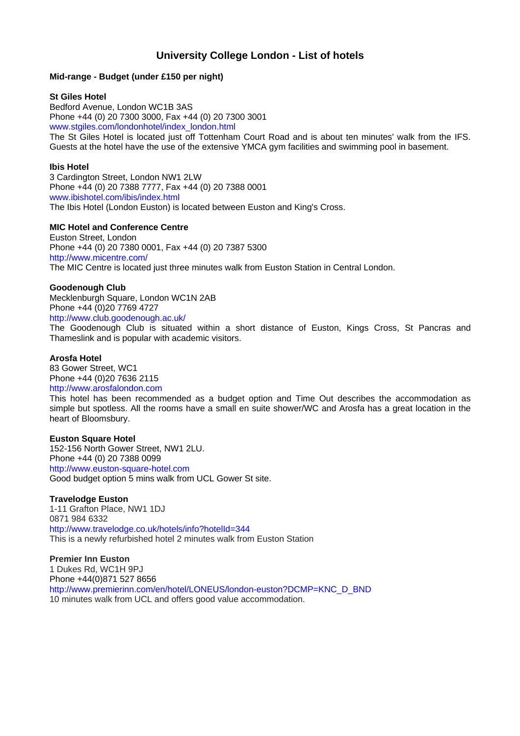# University College London - List of hotels

## Mid-range - Budget (under £150 per night)

**St Giles Hotel**
Bedford Avenue, London WC1B 3AS
Phone +44 (0) 20 7300 3000, Fax +44 (0) 20 7300 3001
www.stgiles.com/londonhotel/index_london.html
The St Giles Hotel is located just off Tottenham Court Road and is about ten minutes' walk from the IFS. Guests at the hotel have the use of the extensive YMCA gym facilities and swimming pool in basement.

**Ibis Hotel**
3 Cardington Street, London NW1 2LW
Phone +44 (0) 20 7388 7777, Fax +44 (0) 20 7388 0001
www.ibishotel.com/ibis/index.html
The Ibis Hotel (London Euston) is located between Euston and King's Cross.

**MIC Hotel and Conference Centre**
Euston Street, London
Phone +44 (0) 20 7380 0001, Fax +44 (0) 20 7387 5300
http://www.micentre.com/
The MIC Centre is located just three minutes walk from Euston Station in Central London.

**Goodenough Club**
Mecklenburgh Square, London WC1N 2AB
Phone +44 (0)20 7769 4727
http://www.club.goodenough.ac.uk/
The Goodenough Club is situated within a short distance of Euston, Kings Cross, St Pancras and Thameslink and is popular with academic visitors.

**Arosfa Hotel**
83 Gower Street, WC1
Phone +44 (0)20 7636 2115
http://www.arosfalondon.com
This hotel has been recommended as a budget option and Time Out describes the accommodation as simple but spotless. All the rooms have a small en suite shower/WC and Arosfa has a great location in the heart of Bloomsbury.

**Euston Square Hotel**
152-156 North Gower Street, NW1 2LU.
Phone +44 (0) 20 7388 0099
http://www.euston-square-hotel.com
Good budget option 5 mins walk from UCL Gower St site.

**Travelodge Euston**
1-11 Grafton Place, NW1 1DJ
0871 984 6332
http://www.travelodge.co.uk/hotels/info?hotelId=344
This is a newly refurbished hotel 2 minutes walk from Euston Station

**Premier Inn Euston**
1 Dukes Rd, WC1H 9PJ
Phone +44(0)871 527 8656
http://www.premierinn.com/en/hotel/LONEUS/london-euston?DCMP=KNC_D_BND
10 minutes walk from UCL and offers good value accommodation.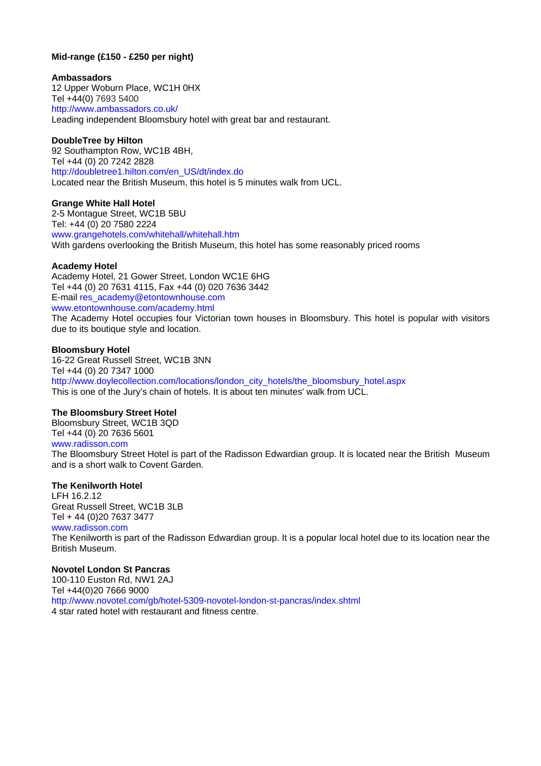**Mid-range (£150 - £250 per night)**

**Ambassadors**
12 Upper Woburn Place, WC1H 0HX
Tel +44(0) 7693 5400
http://www.ambassadors.co.uk/
Leading independent Bloomsbury hotel with great bar and restaurant.

**DoubleTree by Hilton**
92 Southampton Row, WC1B 4BH,
Tel +44 (0) 20 7242 2828
http://doubletree1.hilton.com/en_US/dt/index.do
Located near the British Museum, this hotel is 5 minutes walk from UCL.

**Grange White Hall Hotel**
2-5 Montague Street, WC1B 5BU
Tel: +44 (0) 20 7580 2224
www.grangehotels.com/whitehall/whitehall.htm
With gardens overlooking the British Museum, this hotel has some reasonably priced rooms

**Academy Hotel**
Academy Hotel, 21 Gower Street, London WC1E 6HG
Tel +44 (0) 20 7631 4115, Fax +44 (0) 020 7636 3442
E-mail res_academy@etontownhouse.com
www.etontownhouse.com/academy.html
The Academy Hotel occupies four Victorian town houses in Bloomsbury. This hotel is popular with visitors due to its boutique style and location.

**Bloomsbury Hotel**
16-22 Great Russell Street, WC1B 3NN
Tel +44 (0) 20 7347 1000
http://www.doylecollection.com/locations/london_city_hotels/the_bloomsbury_hotel.aspx
This is one of the Jury's chain of hotels. It is about ten minutes' walk from UCL.

**The Bloomsbury Street Hotel**
Bloomsbury Street, WC1B 3QD
Tel +44 (0) 20 7636 5601
www.radisson.com
The Bloomsbury Street Hotel is part of the Radisson Edwardian group. It is located near the British Museum and is a short walk to Covent Garden.

**The Kenilworth Hotel**
LFH 16.2.12
Great Russell Street, WC1B 3LB
Tel + 44 (0)20 7637 3477
www.radisson.com
The Kenilworth is part of the Radisson Edwardian group. It is a popular local hotel due to its location near the British Museum.

**Novotel London St Pancras**
100-110 Euston Rd, NW1 2AJ
Tel +44(0)20 7666 9000
http://www.novotel.com/gb/hotel-5309-novotel-london-st-pancras/index.shtml
4 star rated hotel with restaurant and fitness centre.